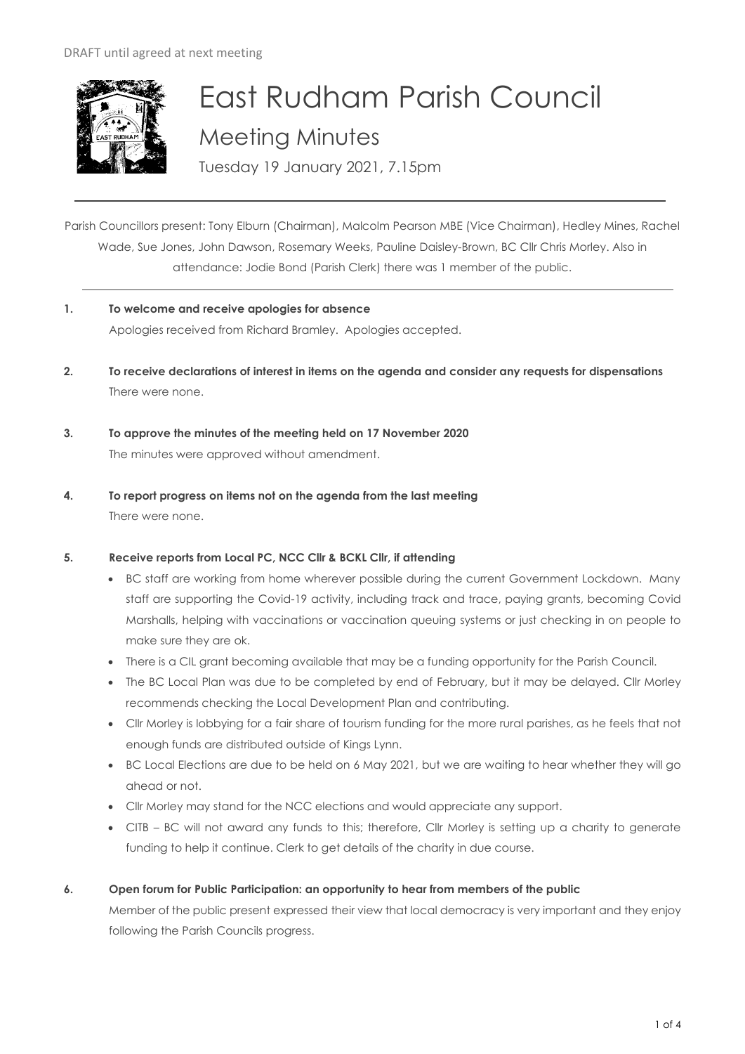DRAFT until agreed at next meeting

# East Rudham Parish Council

## Meeting Minutes

Tuesday 19 January 2021, 7.15pm

Parish Councillors present: Tony Elburn (Chairman), Malcolm Pearson MBE (Vice Chairman), Hedley Mines, Rachel Wade, Sue Jones, John Dawson, Rosemary Weeks, Pauline Daisley-Brown, BC Cllr Chris Morley. Also in attendance: Jodie Bond (Parish Clerk) there was 1 member of the public.

**1. To welcome and receive apologies for absence**

Apologies received from Richard Bramley. Apologies accepted.

**2. To receive declarations of interest in items on the agenda and consider any requests for dispensations**

There were none.

**3. To approve the minutes of the meeting held on 17 November 2020**

The minutes were approved without amendment.

**4. To report progress on items not on the agenda from the last meeting**

There were none.

**5. Receive reports from Local PC, NCC Cllr & BCKL Cllr, if attending**

- BC staff are working from home wherever possible during the current Government Lockdown. Many staff are supporting the Covid-19 activity, including track and trace, paying grants, becoming Covid Marshalls, helping with vaccinations or vaccination queuing systems or just checking in on people to make sure they are ok.
- There is a CIL grant becoming available that may be a funding opportunity for the Parish Council.
- The BC Local Plan was due to be completed by end of February, but it may be delayed. Cllr Morley recommends checking the Local Development Plan and contributing.
- Cllr Morley is lobbying for a fair share of tourism funding for the more rural parishes, as he feels that not enough funds are distributed outside of Kings Lynn.
- BC Local Elections are due to be held on 6 May 2021, but we are waiting to hear whether they will go ahead or not.
- Cllr Morley may stand for the NCC elections and would appreciate any support.
- CITB – BC will not award any funds to this; therefore, Cllr Morley is setting up a charity to generate funding to help it continue. Clerk to get details of the charity in due course.

**6. Open forum for Public Participation: an opportunity to hear from members of the public**

Member of the public present expressed their view that local democracy is very important and they enjoy following the Parish Councils progress.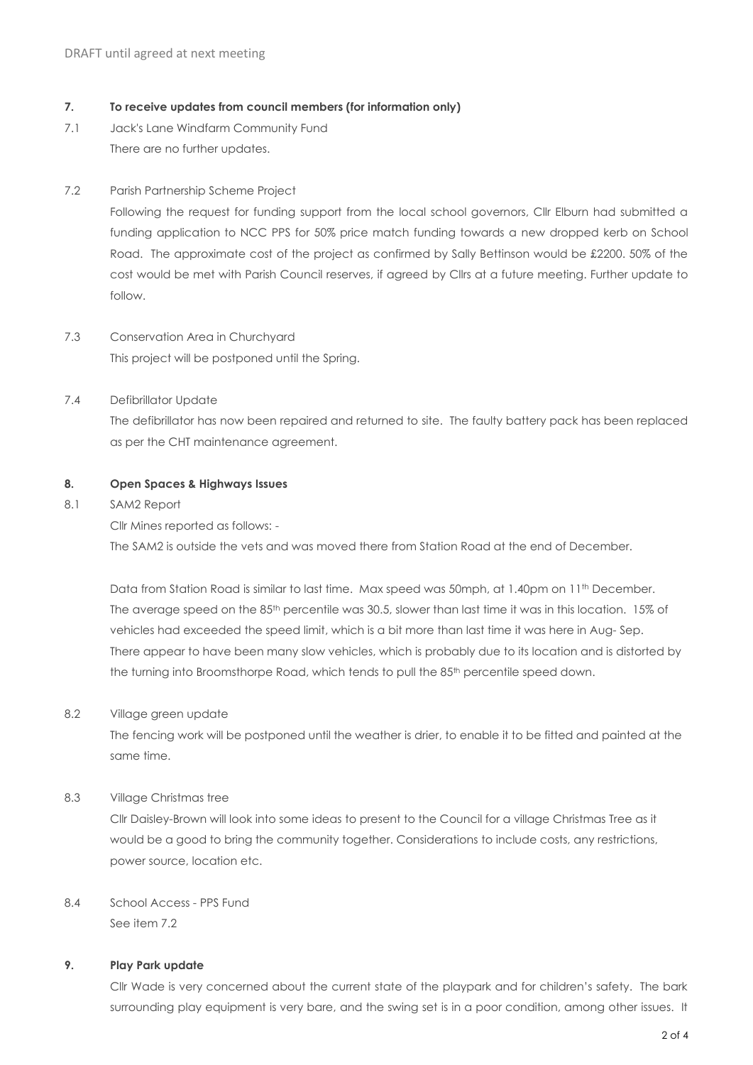DRAFT until agreed at next meeting

**7. To receive updates from council members (for information only)**

7.1 Jack's Lane Windfarm Community Fund

There are no further updates.

7.2 Parish Partnership Scheme Project

Following the request for funding support from the local school governors, Cllr Elburn had submitted a funding application to NCC PPS for 50% price match funding towards a new dropped kerb on School Road. The approximate cost of the project as confirmed by Sally Bettinson would be £2200. 50% of the cost would be met with Parish Council reserves, if agreed by Cllrs at a future meeting. Further update to follow.

7.3 Conservation Area in Churchyard

This project will be postponed until the Spring.

7.4 Defibrillator Update

The defibrillator has now been repaired and returned to site. The faulty battery pack has been replaced as per the CHT maintenance agreement.

**8. Open Spaces & Highways Issues**

8.1 SAM2 Report

Cllr Mines reported as follows: -

The SAM2 is outside the vets and was moved there from Station Road at the end of December.

Data from Station Road is similar to last time. Max speed was 50mph, at 1.40pm on 11th December. The average speed on the 85th percentile was 30.5, slower than last time it was in this location. 15% of vehicles had exceeded the speed limit, which is a bit more than last time it was here in Aug- Sep. There appear to have been many slow vehicles, which is probably due to its location and is distorted by the turning into Broomsthorpe Road, which tends to pull the 85th percentile speed down.

8.2 Village green update

The fencing work will be postponed until the weather is drier, to enable it to be fitted and painted at the same time.

8.3 Village Christmas tree

Cllr Daisley-Brown will look into some ideas to present to the Council for a village Christmas Tree as it would be a good to bring the community together. Considerations to include costs, any restrictions, power source, location etc.

8.4 School Access - PPS Fund

See item 7.2

**9. Play Park update**

Cllr Wade is very concerned about the current state of the playpark and for children's safety. The bark surrounding play equipment is very bare, and the swing set is in a poor condition, among other issues. It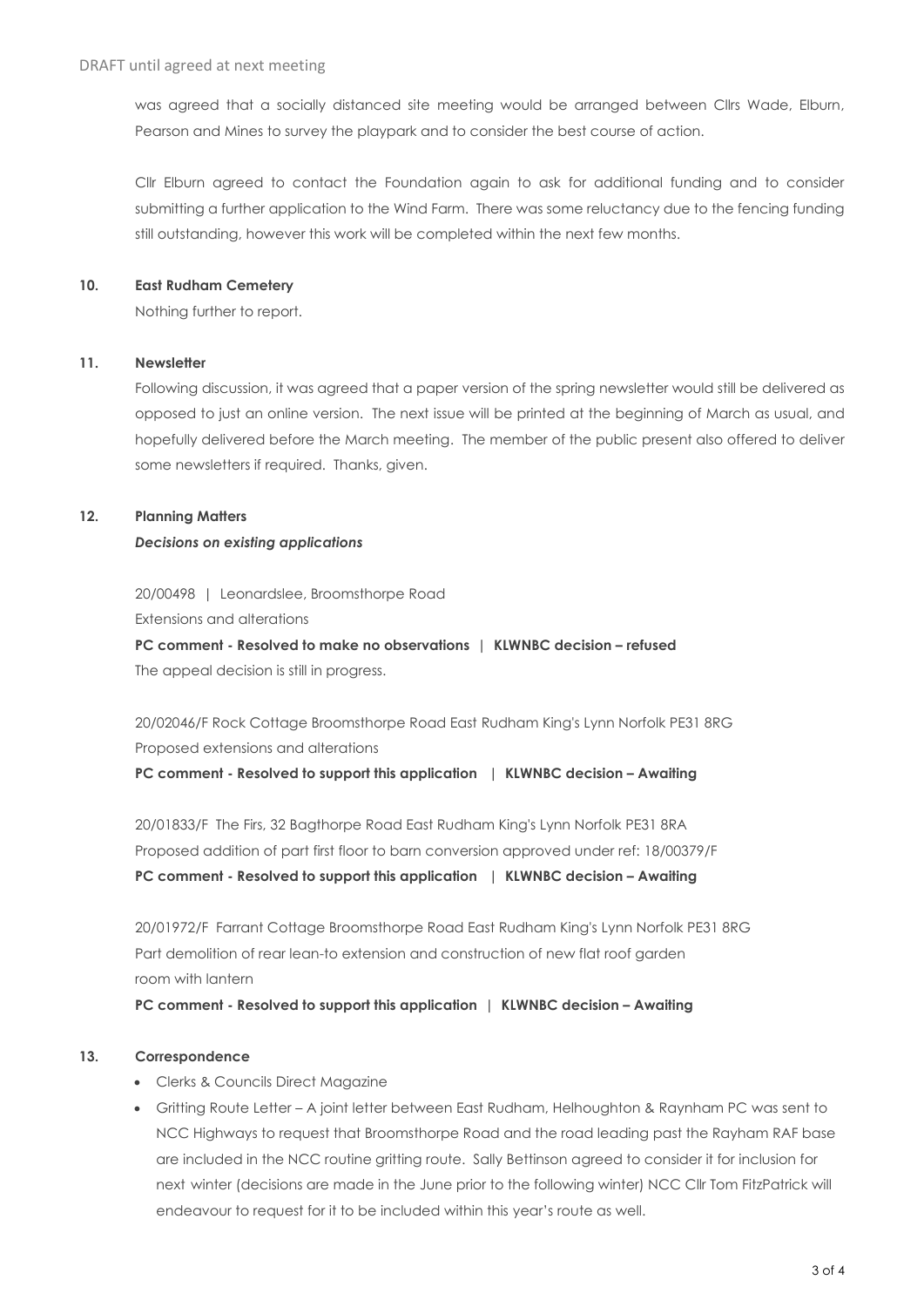was agreed that a socially distanced site meeting would be arranged between Cllrs Wade, Elburn, Pearson and Mines to survey the playpark and to consider the best course of action.

Cllr Elburn agreed to contact the Foundation again to ask for additional funding and to consider submitting a further application to the Wind Farm. There was some reluctancy due to the fencing funding still outstanding, however this work will be completed within the next few months.

**10. East Rudham Cemetery**

Nothing further to report.

**11. Newsletter**

Following discussion, it was agreed that a paper version of the spring newsletter would still be delivered as opposed to just an online version. The next issue will be printed at the beginning of March as usual, and hopefully delivered before the March meeting. The member of the public present also offered to deliver some newsletters if required. Thanks, given.

**12. Planning Matters**

***Decisions on existing applications***

20/00498 | Leonardslee, Broomsthorpe Road
Extensions and alterations
**PC comment - Resolved to make no observations | KLWNBC decision – refused**
The appeal decision is still in progress.

20/02046/F Rock Cottage Broomsthorpe Road East Rudham King's Lynn Norfolk PE31 8RG
Proposed extensions and alterations
**PC comment - Resolved to support this application | KLWNBC decision – Awaiting**

20/01833/F The Firs, 32 Bagthorpe Road East Rudham King's Lynn Norfolk PE31 8RA
Proposed addition of part first floor to barn conversion approved under ref: 18/00379/F
**PC comment - Resolved to support this application | KLWNBC decision – Awaiting**

20/01972/F Farrant Cottage Broomsthorpe Road East Rudham King's Lynn Norfolk PE31 8RG
Part demolition of rear lean-to extension and construction of new flat roof garden room with lantern
**PC comment - Resolved to support this application | KLWNBC decision – Awaiting**

**13. Correspondence**

- Clerks & Councils Direct Magazine
- Gritting Route Letter – A joint letter between East Rudham, Helhoughton & Raynham PC was sent to NCC Highways to request that Broomsthorpe Road and the road leading past the Rayham RAF base are included in the NCC routine gritting route. Sally Bettinson agreed to consider it for inclusion for next winter (decisions are made in the June prior to the following winter) NCC Cllr Tom FitzPatrick will endeavour to request for it to be included within this year's route as well.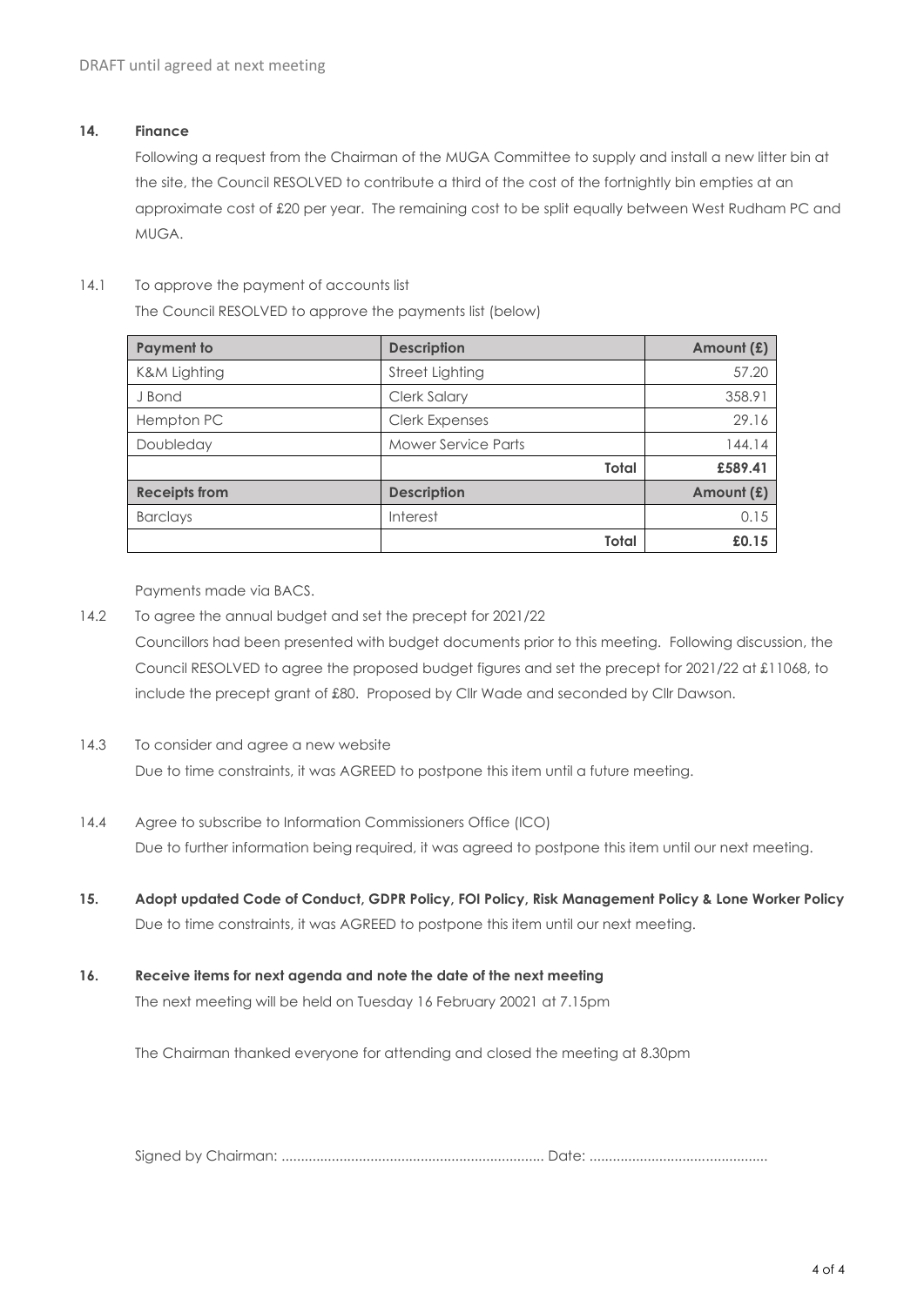DRAFT until agreed at next meeting

**14. Finance**

Following a request from the Chairman of the MUGA Committee to supply and install a new litter bin at the site, the Council RESOLVED to contribute a third of the cost of the fortnightly bin empties at an approximate cost of £20 per year. The remaining cost to be split equally between West Rudham PC and MUGA.

14.1 To approve the payment of accounts list

The Council RESOLVED to approve the payments list (below)

| Payment to | Description | Amount (£) |
|---|---|---|
| K&M Lighting | Street Lighting | 57.20 |
| J Bond | Clerk Salary | 358.91 |
| Hempton PC | Clerk Expenses | 29.16 |
| Doubleday | Mower Service Parts | 144.14 |
| | **Total** | **£589.41** |
| **Receipts from** | **Description** | **Amount (£)** |
| Barclays | Interest | 0.15 |
| | **Total** | **£0.15** |

Payments made via BACS.

14.2 To agree the annual budget and set the precept for 2021/22

Councillors had been presented with budget documents prior to this meeting. Following discussion, the Council RESOLVED to agree the proposed budget figures and set the precept for 2021/22 at £11068, to include the precept grant of £80. Proposed by Cllr Wade and seconded by Cllr Dawson.

14.3 To consider and agree a new website

Due to time constraints, it was AGREED to postpone this item until a future meeting.

14.4 Agree to subscribe to Information Commissioners Office (ICO)

Due to further information being required, it was agreed to postpone this item until our next meeting.

**15. Adopt updated Code of Conduct, GDPR Policy, FOI Policy, Risk Management Policy & Lone Worker Policy**

Due to time constraints, it was AGREED to postpone this item until our next meeting.

**16. Receive items for next agenda and note the date of the next meeting**

The next meeting will be held on Tuesday 16 February 20021 at 7.15pm

The Chairman thanked everyone for attending and closed the meeting at 8.30pm

Signed by Chairman: .................................................................... Date: .............................................